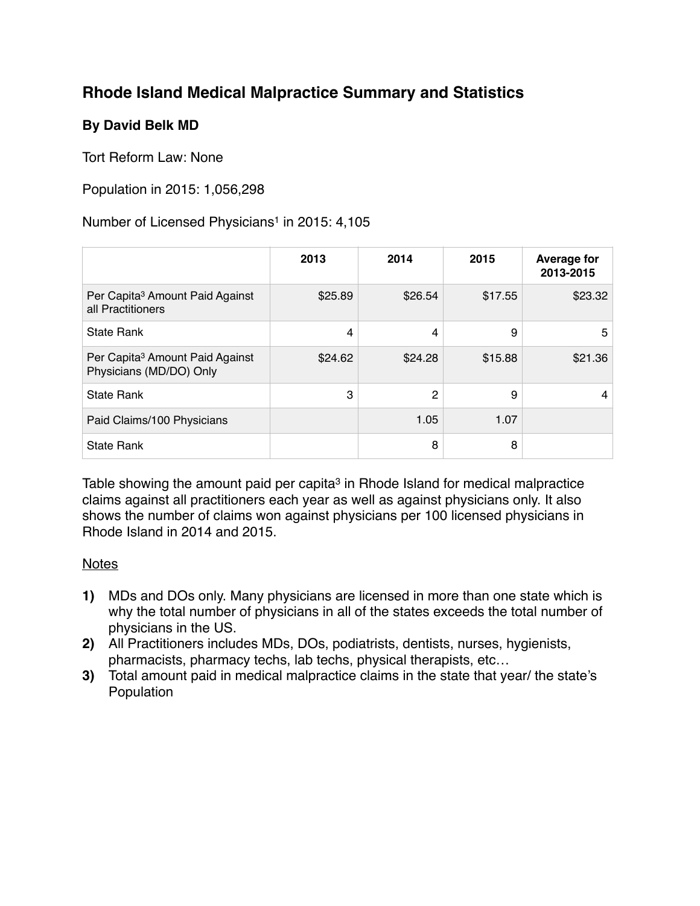# Rhode Island Medical Malpractice Summary and Statistics

### By David Belk MD

Tort Reform Law: None

Population in 2015: 1,056,298

Number of Licensed Physicians[1] in 2015: 4,105

| | 2013 | 2014 | 2015 | Average for 2013-2015 |
|---|---|---|---|---|
| Per Capita[3] Amount Paid Against all Practitioners | $25.89 | $26.54 | $17.55 | $23.32 |
| State Rank | 4 | 4 | 9 | 5 |
| Per Capita[3] Amount Paid Against Physicians (MD/DO) Only | $24.62 | $24.28 | $15.88 | $21.36 |
| State Rank | 3 | 2 | 9 | 4 |
| Paid Claims/100 Physicians | | 1.05 | 1.07 | |
| State Rank | | 8 | 8 | |

Table showing the amount paid per capita[3] in Rhode Island for medical malpractice claims against all practitioners each year as well as against physicians only. It also shows the number of claims won against physicians per 100 licensed physicians in Rhode Island in 2014 and 2015.

Notes

1) MDs and DOs only. Many physicians are licensed in more than one state which is why the total number of physicians in all of the states exceeds the total number of physicians in the US.
2) All Practitioners includes MDs, DOs, podiatrists, dentists, nurses, hygienists, pharmacists, pharmacy techs, lab techs, physical therapists, etc…
3) Total amount paid in medical malpractice claims in the state that year/ the state's Population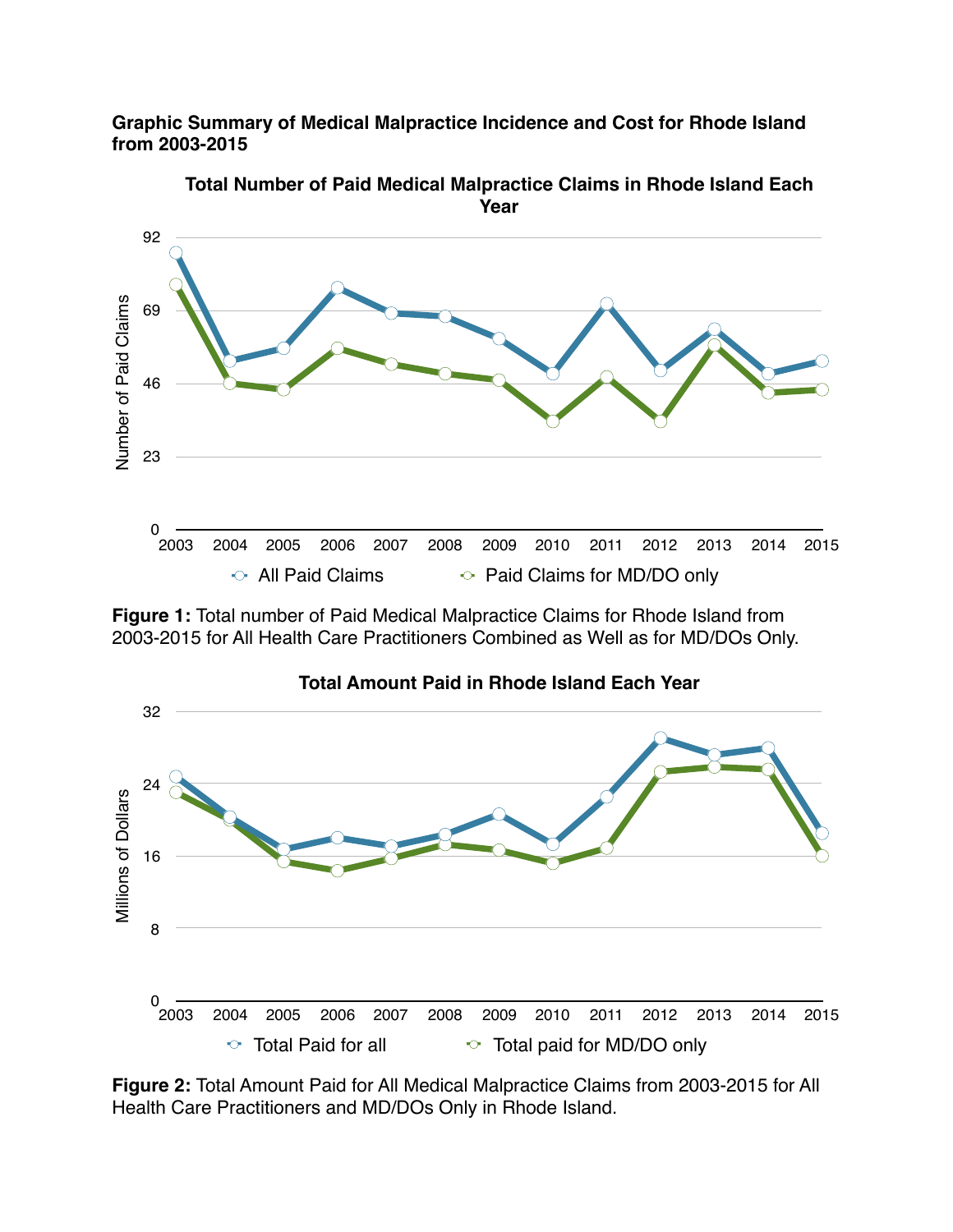**Graphic Summary of Medical Malpractice Incidence and Cost for Rhode Island from 2003-2015**

**Figure 1:** Total number of Paid Medical Malpractice Claims for Rhode Island from 2003-2015 for All Health Care Practitioners Combined as Well as for MD/DOs Only.

**Figure 2:** Total Amount Paid for All Medical Malpractice Claims from 2003-2015 for All Health Care Practitioners and MD/DOs Only in Rhode Island.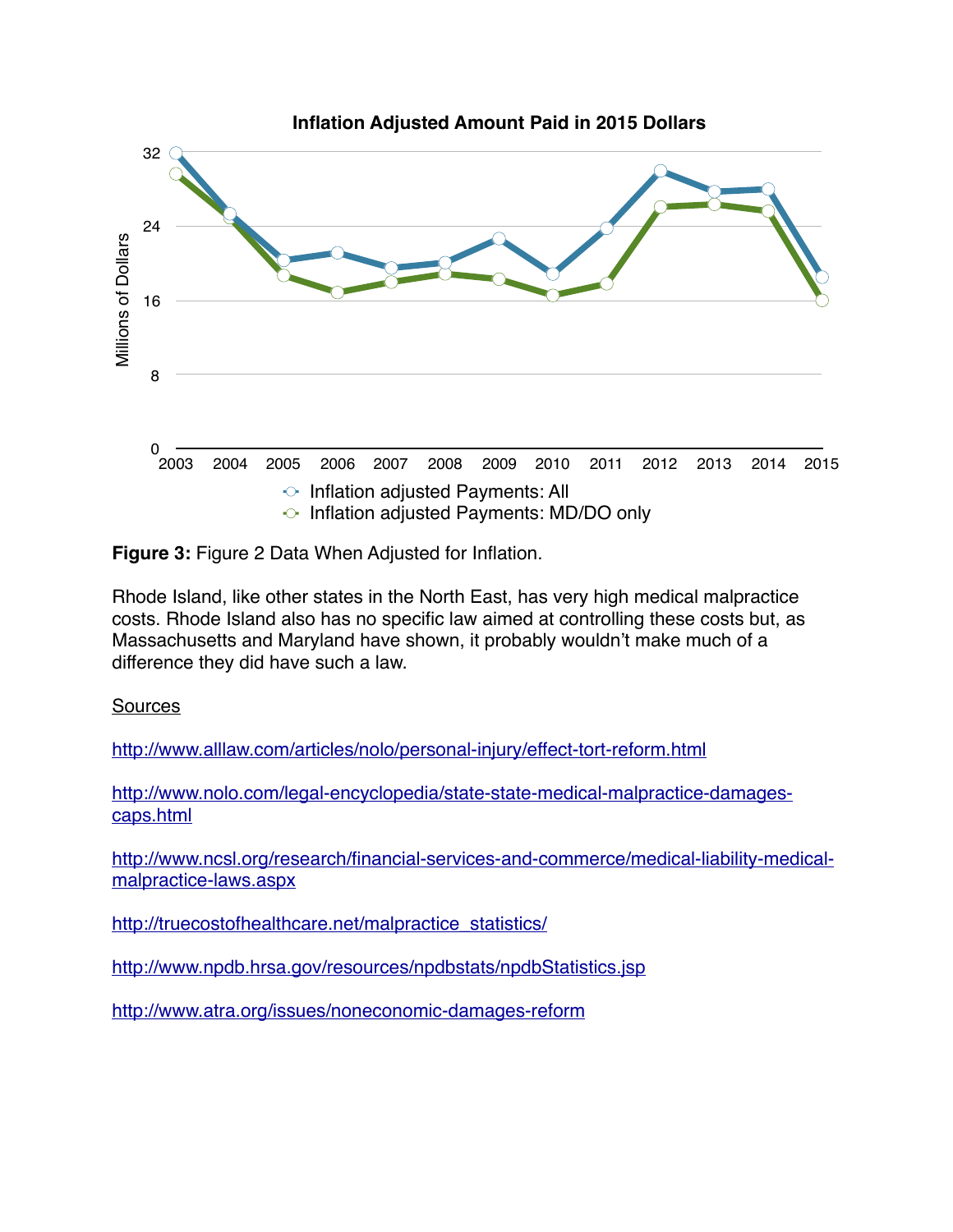Inflation Adjusted Amount Paid in 2015 Dollars

Millions of Dollars

32
24
16
8
0

2003 2004 2005 2006 2007 2008 2009 2010 2011 2012 2013 2014 2015

Inflation adjusted Payments: All
Inflation adjusted Payments: MD/DO only

**Figure 3:** Figure 2 Data When Adjusted for Inflation.

Rhode Island, like other states in the North East, has very high medical malpractice costs. Rhode Island also has no specific law aimed at controlling these costs but, as Massachusetts and Maryland have shown, it probably wouldn't make much of a difference they did have such a law.

Sources

http://www.alllaw.com/articles/nolo/personal-injury/effect-tort-reform.html

http://www.nolo.com/legal-encyclopedia/state-state-medical-malpractice-damages-caps.html

http://www.ncsl.org/research/financial-services-and-commerce/medical-liability-medical-malpractice-laws.aspx

http://truecostofhealthcare.net/malpractice_statistics/

http://www.npdb.hrsa.gov/resources/npdbstats/npdbStatistics.jsp

http://www.atra.org/issues/noneconomic-damages-reform